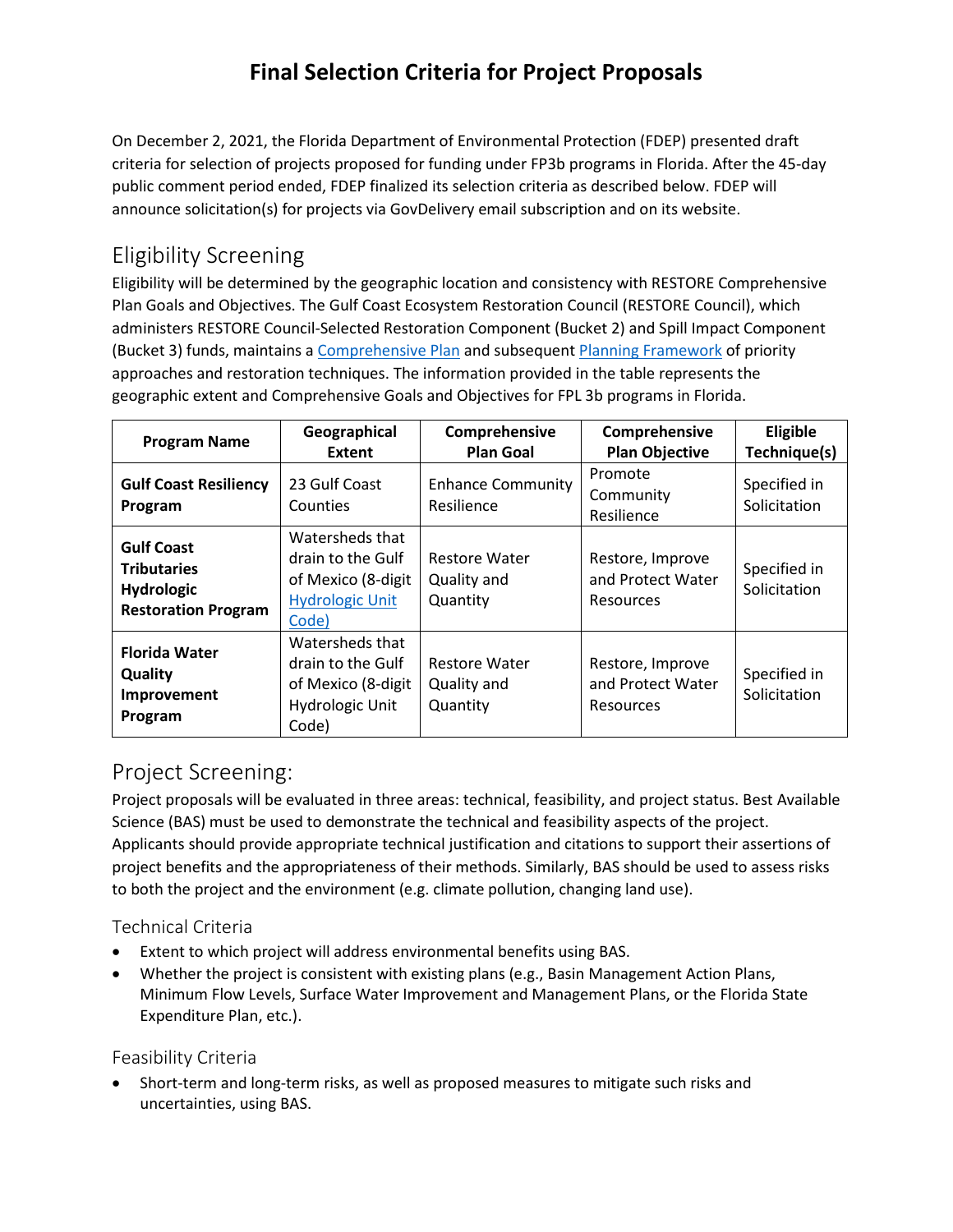# Final Selection Criteria for Project Proposals

On December 2, 2021, the Florida Department of Environmental Protection (FDEP) presented draft criteria for selection of projects proposed for funding under FP3b programs in Florida. After the 45-day public comment period ended, FDEP finalized its selection criteria as described below. FDEP will announce solicitation(s) for projects via GovDelivery email subscription and on its website.

## Eligibility Screening

Eligibility will be determined by the geographic location and consistency with RESTORE Comprehensive Plan Goals and Objectives. The Gulf Coast Ecosystem Restoration Council (RESTORE Council), which administers RESTORE Council-Selected Restoration Component (Bucket 2) and Spill Impact Component (Bucket 3) funds, maintains a Comprehensive Plan and subsequent Planning Framework of priority approaches and restoration techniques. The information provided in the table represents the geographic extent and Comprehensive Goals and Objectives for FPL 3b programs in Florida.

| Program Name | Geographical Extent | Comprehensive Plan Goal | Comprehensive Plan Objective | Eligible Technique(s) |
|---|---|---|---|---|
| **Gulf Coast Resiliency Program** | 23 Gulf Coast Counties | Enhance Community Resilience | Promote Community Resilience | Specified in Solicitation |
| **Gulf Coast Tributaries Hydrologic Restoration Program** | Watersheds that drain to the Gulf of Mexico (8-digit Hydrologic Unit Code) | Restore Water Quality and Quantity | Restore, Improve and Protect Water Resources | Specified in Solicitation |
| **Florida Water Quality Improvement Program** | Watersheds that drain to the Gulf of Mexico (8-digit Hydrologic Unit Code) | Restore Water Quality and Quantity | Restore, Improve and Protect Water Resources | Specified in Solicitation |

## Project Screening:

Project proposals will be evaluated in three areas: technical, feasibility, and project status. Best Available Science (BAS) must be used to demonstrate the technical and feasibility aspects of the project. Applicants should provide appropriate technical justification and citations to support their assertions of project benefits and the appropriateness of their methods. Similarly, BAS should be used to assess risks to both the project and the environment (e.g. climate pollution, changing land use).

### Technical Criteria

- Extent to which project will address environmental benefits using BAS.
- Whether the project is consistent with existing plans (e.g., Basin Management Action Plans, Minimum Flow Levels, Surface Water Improvement and Management Plans, or the Florida State Expenditure Plan, etc.).

### Feasibility Criteria

- Short-term and long-term risks, as well as proposed measures to mitigate such risks and uncertainties, using BAS.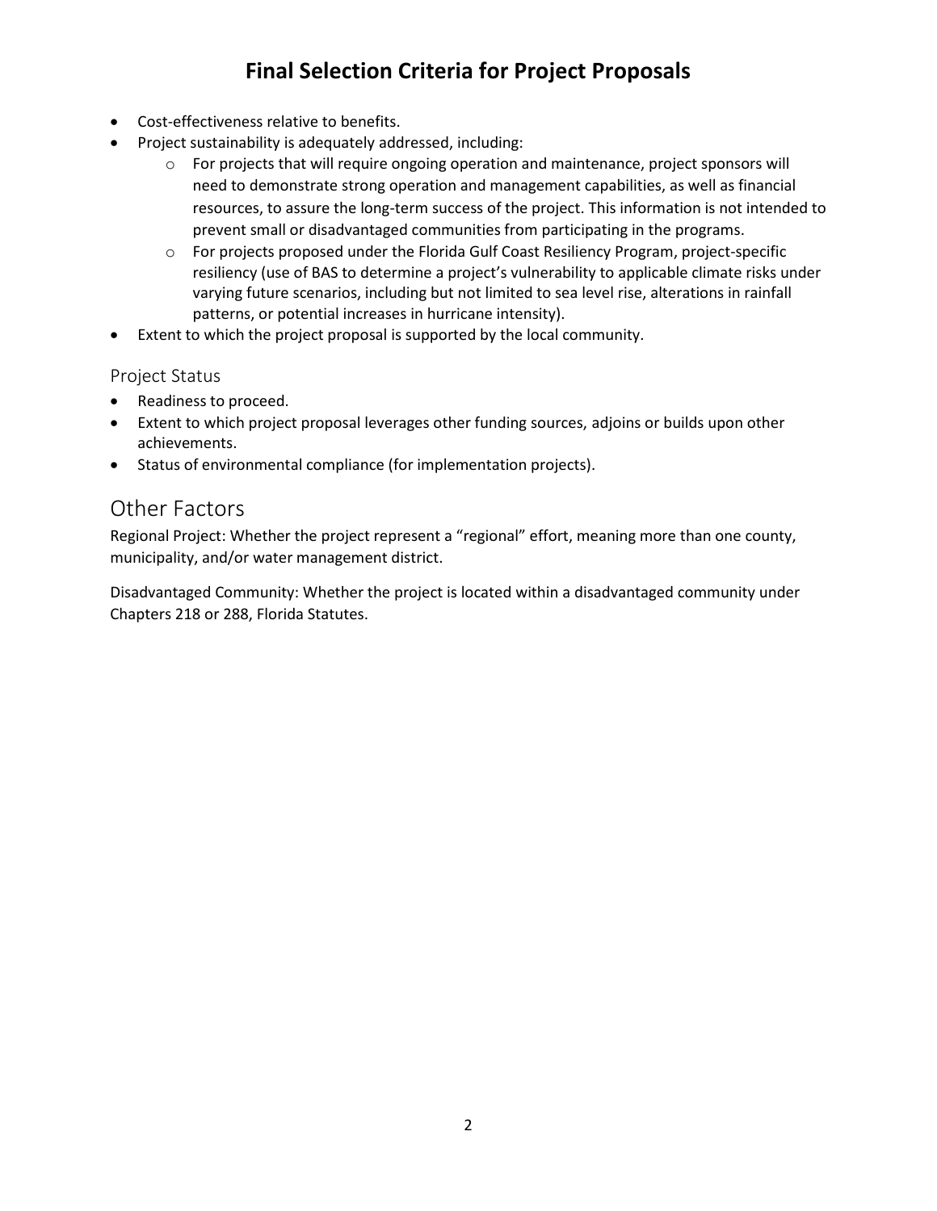# Final Selection Criteria for Project Proposals

- Cost-effectiveness relative to benefits.
- Project sustainability is adequately addressed, including:
  - For projects that will require ongoing operation and maintenance, project sponsors will need to demonstrate strong operation and management capabilities, as well as financial resources, to assure the long-term success of the project. This information is not intended to prevent small or disadvantaged communities from participating in the programs.
  - For projects proposed under the Florida Gulf Coast Resiliency Program, project-specific resiliency (use of BAS to determine a project's vulnerability to applicable climate risks under varying future scenarios, including but not limited to sea level rise, alterations in rainfall patterns, or potential increases in hurricane intensity).
- Extent to which the project proposal is supported by the local community.

### Project Status

- Readiness to proceed.
- Extent to which project proposal leverages other funding sources, adjoins or builds upon other achievements.
- Status of environmental compliance (for implementation projects).

## Other Factors

Regional Project: Whether the project represent a "regional" effort, meaning more than one county, municipality, and/or water management district.

Disadvantaged Community: Whether the project is located within a disadvantaged community under Chapters 218 or 288, Florida Statutes.